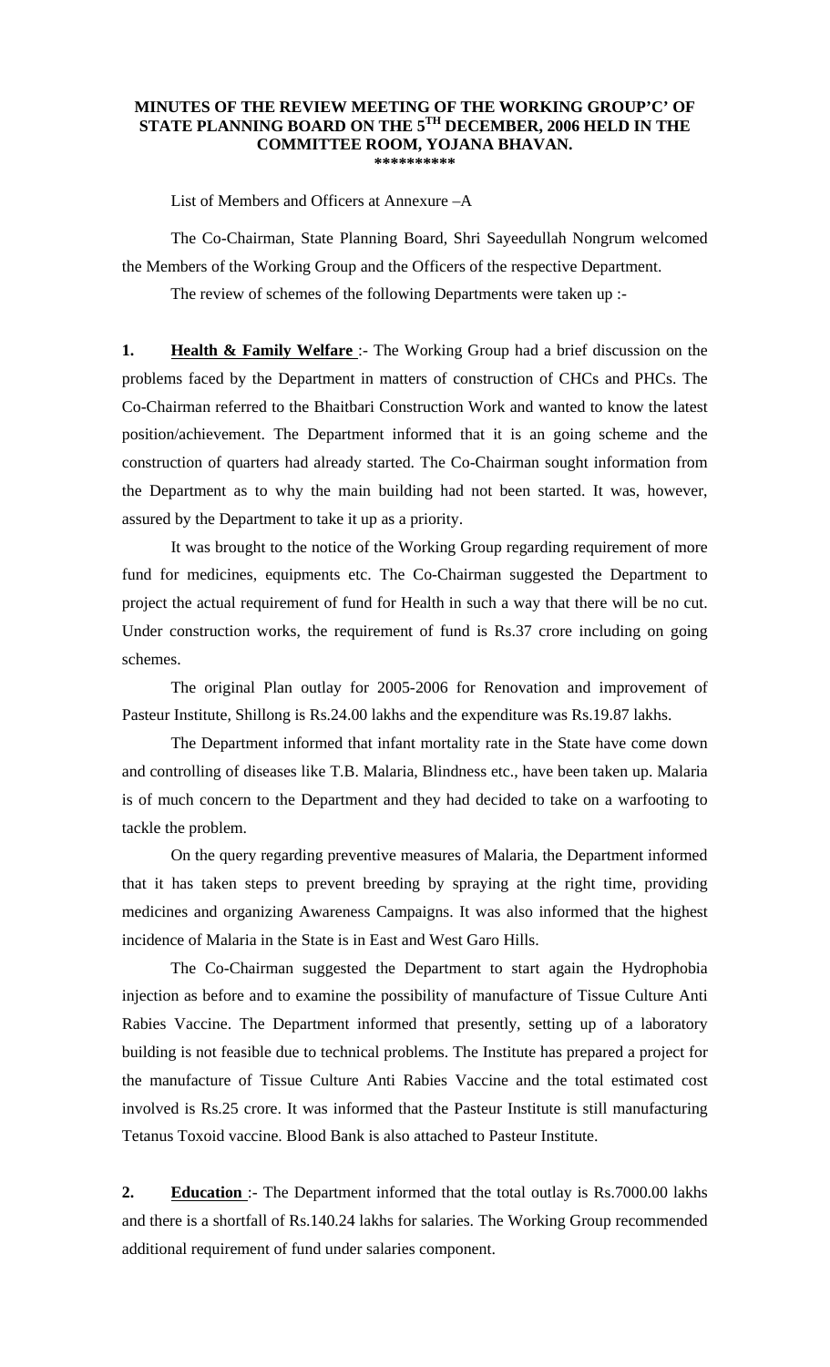**MINUTES OF THE REVIEW MEETING OF THE WORKING GROUP'C' OF STATE PLANNING BOARD ON THE 5TH DECEMBER, 2006 HELD IN THE COMMITTEE ROOM, YOJANA BHAVAN.**

**\*\*\*\*\*\*\*\*\*\***

List of Members and Officers at Annexure –A

The Co-Chairman, State Planning Board, Shri Sayeedullah Nongrum welcomed the Members of the Working Group and the Officers of the respective Department.

The review of schemes of the following Departments were taken up :-

**1. <u>Health & Family Welfare</u>** :- The Working Group had a brief discussion on the problems faced by the Department in matters of construction of CHCs and PHCs. The Co-Chairman referred to the Bhaitbari Construction Work and wanted to know the latest position/achievement. The Department informed that it is an going scheme and the construction of quarters had already started. The Co-Chairman sought information from the Department as to why the main building had not been started. It was, however, assured by the Department to take it up as a priority.

It was brought to the notice of the Working Group regarding requirement of more fund for medicines, equipments etc. The Co-Chairman suggested the Department to project the actual requirement of fund for Health in such a way that there will be no cut. Under construction works, the requirement of fund is Rs.37 crore including on going schemes.

The original Plan outlay for 2005-2006 for Renovation and improvement of Pasteur Institute, Shillong is Rs.24.00 lakhs and the expenditure was Rs.19.87 lakhs.

The Department informed that infant mortality rate in the State have come down and controlling of diseases like T.B. Malaria, Blindness etc., have been taken up. Malaria is of much concern to the Department and they had decided to take on a warfooting to tackle the problem.

On the query regarding preventive measures of Malaria, the Department informed that it has taken steps to prevent breeding by spraying at the right time, providing medicines and organizing Awareness Campaigns. It was also informed that the highest incidence of Malaria in the State is in East and West Garo Hills.

The Co-Chairman suggested the Department to start again the Hydrophobia injection as before and to examine the possibility of manufacture of Tissue Culture Anti Rabies Vaccine. The Department informed that presently, setting up of a laboratory building is not feasible due to technical problems. The Institute has prepared a project for the manufacture of Tissue Culture Anti Rabies Vaccine and the total estimated cost involved is Rs.25 crore. It was informed that the Pasteur Institute is still manufacturing Tetanus Toxoid vaccine. Blood Bank is also attached to Pasteur Institute.

**2. <u>Education</u>** :- The Department informed that the total outlay is Rs.7000.00 lakhs and there is a shortfall of Rs.140.24 lakhs for salaries. The Working Group recommended additional requirement of fund under salaries component.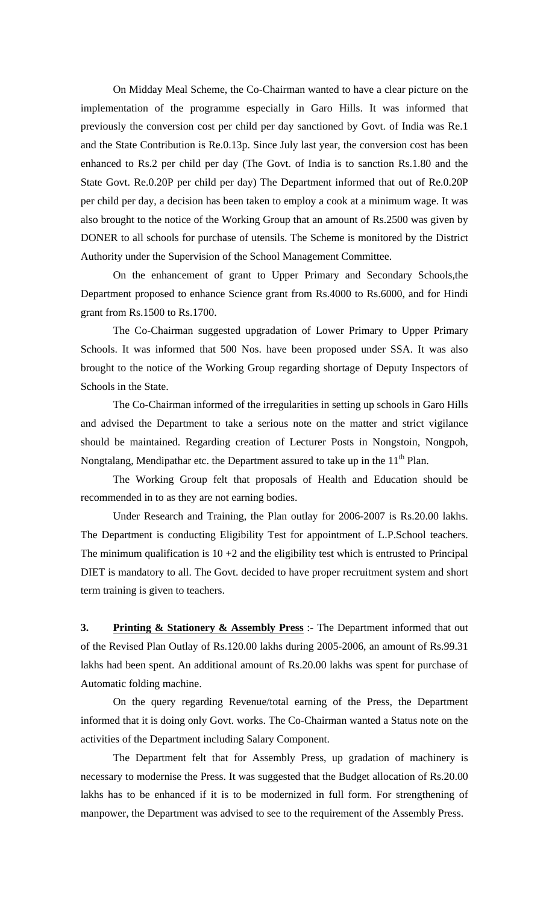On Midday Meal Scheme, the Co-Chairman wanted to have a clear picture on the implementation of the programme especially in Garo Hills. It was informed that previously the conversion cost per child per day sanctioned by Govt. of India was Re.1 and the State Contribution is Re.0.13p. Since July last year, the conversion cost has been enhanced to Rs.2 per child per day (The Govt. of India is to sanction Rs.1.80 and the State Govt. Re.0.20P per child per day) The Department informed that out of Re.0.20P per child per day, a decision has been taken to employ a cook at a minimum wage. It was also brought to the notice of the Working Group that an amount of Rs.2500 was given by DONER to all schools for purchase of utensils. The Scheme is monitored by the District Authority under the Supervision of the School Management Committee.

On the enhancement of grant to Upper Primary and Secondary Schools,the Department proposed to enhance Science grant from Rs.4000 to Rs.6000, and for Hindi grant from Rs.1500 to Rs.1700.

The Co-Chairman suggested upgradation of Lower Primary to Upper Primary Schools. It was informed that 500 Nos. have been proposed under SSA. It was also brought to the notice of the Working Group regarding shortage of Deputy Inspectors of Schools in the State.

The Co-Chairman informed of the irregularities in setting up schools in Garo Hills and advised the Department to take a serious note on the matter and strict vigilance should be maintained. Regarding creation of Lecturer Posts in Nongstoin, Nongpoh, Nongtalang, Mendipathar etc. the Department assured to take up in the 11th Plan.

The Working Group felt that proposals of Health and Education should be recommended in to as they are not earning bodies.

Under Research and Training, the Plan outlay for 2006-2007 is Rs.20.00 lakhs. The Department is conducting Eligibility Test for appointment of L.P.School teachers. The minimum qualification is 10 +2 and the eligibility test which is entrusted to Principal DIET is mandatory to all. The Govt. decided to have proper recruitment system and short term training is given to teachers.

**3. <u>Printing & Stationery & Assembly Press</u>** :- The Department informed that out of the Revised Plan Outlay of Rs.120.00 lakhs during 2005-2006, an amount of Rs.99.31 lakhs had been spent. An additional amount of Rs.20.00 lakhs was spent for purchase of Automatic folding machine.

On the query regarding Revenue/total earning of the Press, the Department informed that it is doing only Govt. works. The Co-Chairman wanted a Status note on the activities of the Department including Salary Component.

The Department felt that for Assembly Press, up gradation of machinery is necessary to modernise the Press. It was suggested that the Budget allocation of Rs.20.00 lakhs has to be enhanced if it is to be modernized in full form. For strengthening of manpower, the Department was advised to see to the requirement of the Assembly Press.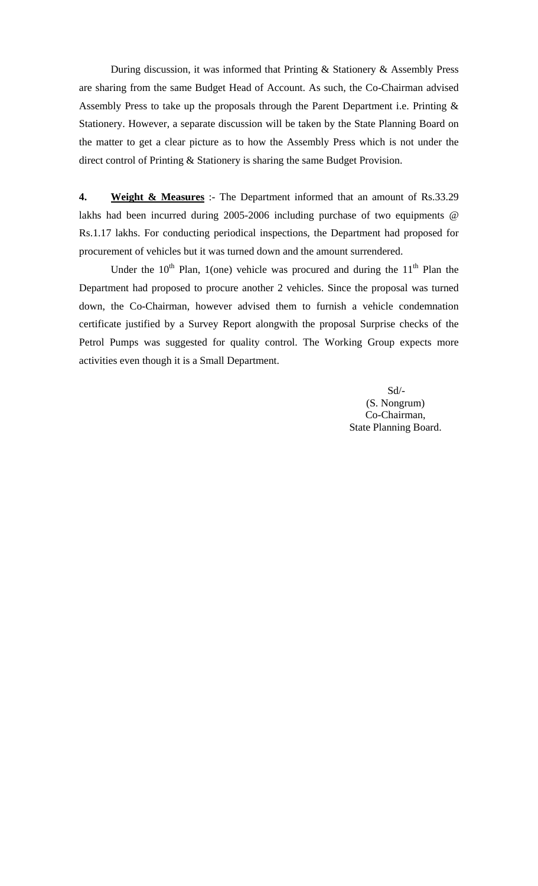During discussion, it was informed that Printing & Stationery & Assembly Press are sharing from the same Budget Head of Account. As such, the Co-Chairman advised Assembly Press to take up the proposals through the Parent Department i.e. Printing & Stationery. However, a separate discussion will be taken by the State Planning Board on the matter to get a clear picture as to how the Assembly Press which is not under the direct control of Printing & Stationery is sharing the same Budget Provision.

**4.** **<u>Weight & Measures</u>** :- The Department informed that an amount of Rs.33.29 lakhs had been incurred during 2005-2006 including purchase of two equipments @ Rs.1.17 lakhs. For conducting periodical inspections, the Department had proposed for procurement of vehicles but it was turned down and the amount surrendered.

Under the 10th Plan, 1(one) vehicle was procured and during the 11th Plan the Department had proposed to procure another 2 vehicles. Since the proposal was turned down, the Co-Chairman, however advised them to furnish a vehicle condemnation certificate justified by a Survey Report alongwith the proposal Surprise checks of the Petrol Pumps was suggested for quality control. The Working Group expects more activities even though it is a Small Department.

Sd/-
(S. Nongrum)
Co-Chairman,
State Planning Board.